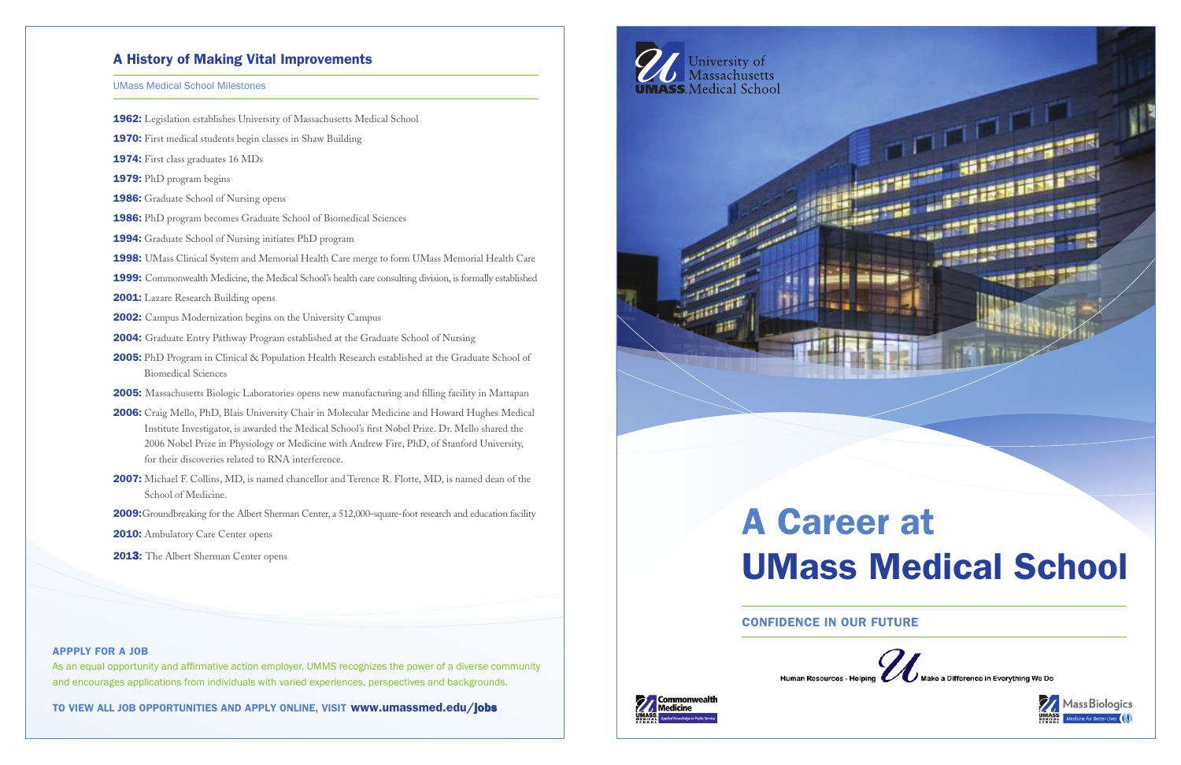## A History of Making Vital Improvements

UMass Medical School Milestones

**1962:** Legislation establishes University of Massachusetts Medical School

**1970:** First medical students begin classes in Shaw Building

**1974:** First class graduates 16 MDs

**1979:** PhD program begins

**1986:** Graduate School of Nursing opens

**1986:** PhD program becomes Graduate School of Biomedical Sciences

**1994:** Graduate School of Nursing initiates PhD program

**1998:** UMass Clinical System and Memorial Health Care merge to form UMass Memorial Health Care

**1999:** Commonwealth Medicine, the Medical School's health care consulting division, is formally established

**2001:** Lazare Research Building opens

**2002:** Campus Modernization begins on the University Campus

**2004:** Graduate Entry Pathway Program established at the Graduate School of Nursing

**2005:** PhD Program in Clinical & Population Health Research established at the Graduate School of Biomedical Sciences

**2005:** Massachusetts Biologic Laboratories opens new manufacturing and filling facility in Mattapan

**2006:** Craig Mello, PhD, Blais University Chair in Molecular Medicine and Howard Hughes Medical Institute Investigator, is awarded the Medical School's first Nobel Prize. Dr. Mello shared the 2006 Nobel Prize in Physiology or Medicine with Andrew Fire, PhD, of Stanford University, for their discoveries related to RNA interference.

**2007:** Michael F. Collins, MD, is named chancellor and Terence R. Flotte, MD, is named dean of the School of Medicine.

**2009:** Groundbreaking for the Albert Sherman Center, a 512,000-square-foot research and education facility

**2010:** Ambulatory Care Center opens

**2013:** The Albert Sherman Center opens

### APPPLY FOR A JOB

As an equal opportunity and affirmative action employer, UMMS recognizes the power of a diverse community and encourages applications from individuals with varied experiences, perspectives and backgrounds.

**TO VIEW ALL JOB OPPORTUNITIES AND APPLY ONLINE, VISIT www.umassmed.edu/jobs**

University of Massachusetts
UMASS. Medical School

# A Career at UMass Medical School

## CONFIDENCE IN OUR FUTURE

Human Resources - Helping U Make a Difference in Everything We Do

Commonwealth Medicine — Applied Knowledge in Public Service

MassBiologics — Medicine for Better Lives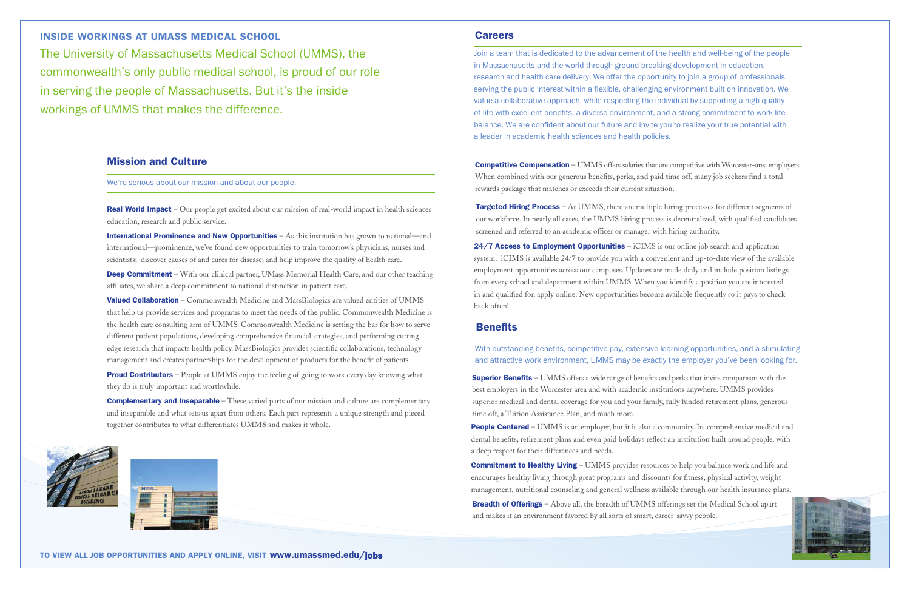## INSIDE WORKINGS AT UMASS MEDICAL SCHOOL

The University of Massachusetts Medical School (UMMS), the commonwealth's only public medical school, is proud of our role in serving the people of Massachusetts. But it's the inside workings of UMMS that makes the difference.

### Mission and Culture

We're serious about our mission and about our people.

**Real World Impact** – Our people get excited about our mission of real-world impact in health sciences education, research and public service.

**International Prominence and New Opportunities** – As this institution has grown to national—and international—prominence, we've found new opportunities to train tomorrow's physicians, nurses and scientists; discover causes of and cures for disease; and help improve the quality of health care.

**Deep Commitment** – With our clinical partner, UMass Memorial Health Care, and our other teaching affiliates, we share a deep commitment to national distinction in patient care.

**Valued Collaboration** – Commonwealth Medicine and MassBiologics are valued entities of UMMS that help us provide services and programs to meet the needs of the public. Commonwealth Medicine is the health care consulting arm of UMMS. Commonwealth Medicine is setting the bar for how to serve different patient populations, developing comprehensive financial strategies, and performing cutting edge research that impacts health policy. MassBiologics provides scientific collaborations, technology management and creates partnerships for the development of products for the benefit of patients.

**Proud Contributors** – People at UMMS enjoy the feeling of going to work every day knowing what they do is truly important and worthwhile.

**Complementary and Inseparable** – These varied parts of our mission and culture are complementary and inseparable and what sets us apart from others. Each part represents a unique strength and pieced together contributes to what differentiates UMMS and makes it whole.

### Careers

Join a team that is dedicated to the advancement of the health and well-being of the people in Massachusetts and the world through ground-breaking development in education, research and health care delivery. We offer the opportunity to join a group of professionals serving the public interest within a flexible, challenging environment built on innovation. We value a collaborative approach, while respecting the individual by supporting a high quality of life with excellent benefits, a diverse environment, and a strong commitment to work-life balance. We are confident about our future and invite you to realize your true potential with a leader in academic health sciences and health policies.

**Competitive Compensation** – UMMS offers salaries that are competitive with Worcester-area employers. When combined with our generous benefits, perks, and paid time off, many job seekers find a total rewards package that matches or exceeds their current situation.

**Targeted Hiring Process** – At UMMS, there are multiple hiring processes for different segments of our workforce. In nearly all cases, the UMMS hiring process is decentralized, with qualified candidates screened and referred to an academic officer or manager with hiring authority.

**24/7 Access to Employment Opportunities** – iCIMS is our online job search and application system. iCIMS is available 24/7 to provide you with a convenient and up-to-date view of the available employment opportunities across our campuses. Updates are made daily and include position listings from every school and department within UMMS. When you identify a position you are interested in and qualified for, apply online. New opportunities become available frequently so it pays to check back often!

### Benefits

With outstanding benefits, competitive pay, extensive learning opportunities, and a stimulating and attractive work environment, UMMS may be exactly the employer you've been looking for.

**Superior Benefits** – UMMS offers a wide range of benefits and perks that invite comparison with the best employers in the Worcester area and with academic institutions anywhere. UMMS provides superior medical and dental coverage for you and your family, fully funded retirement plans, generous time off, a Tuition Assistance Plan, and much more.

**People Centered** – UMMS is an employer, but it is also a community. Its comprehensive medical and dental benefits, retirement plans and even paid holidays reflect an institution built around people, with a deep respect for their differences and needs.

**Commitment to Healthy Living** – UMMS provides resources to help you balance work and life and encourages healthy living through great programs and discounts for fitness, physical activity, weight management, nutritional counseling and general wellness available through our health insurance plans.

**Breadth of Offerings** – Above all, the breadth of UMMS offerings set the Medical School apart and makes it an environment favored by all sorts of smart, career-savvy people.

**TO VIEW ALL JOB OPPORTUNITIES AND APPLY ONLINE, VISIT www.umassmed.edu/jobs**